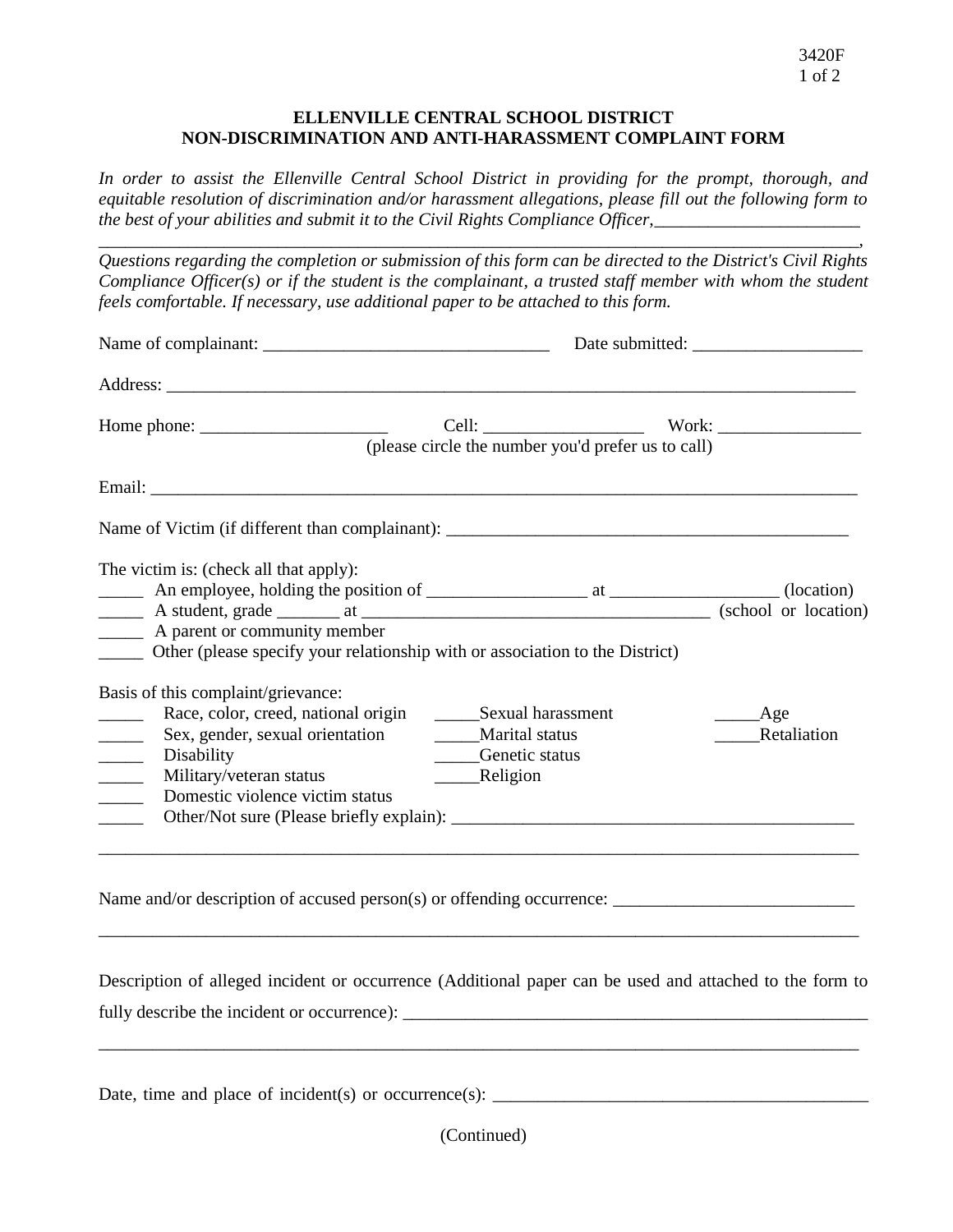# ELLENVILLE CENTRAL SCHOOL DISTRICT
## NON-DISCRIMINATION AND ANTI-HARASSMENT COMPLAINT FORM

*In order to assist the Ellenville Central School District in providing for the prompt, thorough, and equitable resolution of discrimination and/or harassment allegations, please fill out the following form to the best of your abilities and submit it to the Civil Rights Compliance Officer,_______________________ ___________________________________________________________________________________,*
*Questions regarding the completion or submission of this form can be directed to the District's Civil Rights Compliance Officer(s) or if the student is the complainant, a trusted staff member with whom the student feels comfortable. If necessary, use additional paper to be attached to this form.*

Name of complainant: ________________________________ Date submitted: ___________________

Address: ________________________________________________________________________________

Home phone: _____________________ Cell: __________________ Work: ________________
(please circle the number you'd prefer us to call)

Email: __________________________________________________________________________________

Name of Victim (if different than complainant): _______________________________________________

The victim is: (check all that apply):
_____ An employee, holding the position of __________________ at ___________________ (location)
_____ A student, grade _______ at ________________________________________ (school or location)
_____ A parent or community member
_____ Other (please specify your relationship with or association to the District)

Basis of this complaint/grievance:
_____ Race, color, creed, national origin
_____ Sex, gender, sexual orientation
_____ Disability
_____ Military/veteran status
_____ Domestic violence victim status
_____Sexual harassment
_____Marital status
_____Genetic status
_____Religion
_____Age
_____Retaliation
_____ Other/Not sure (Please briefly explain): _______________________________________________
_________________________________________________________________________________________

Name and/or description of accused person(s) or offending occurrence: ___________________________
_________________________________________________________________________________________

Description of alleged incident or occurrence (Additional paper can be used and attached to the form to fully describe the incident or occurrence): _____________________________________________________
_________________________________________________________________________________________

Date, time and place of incident(s) or occurrence(s): ___________________________________________

(Continued)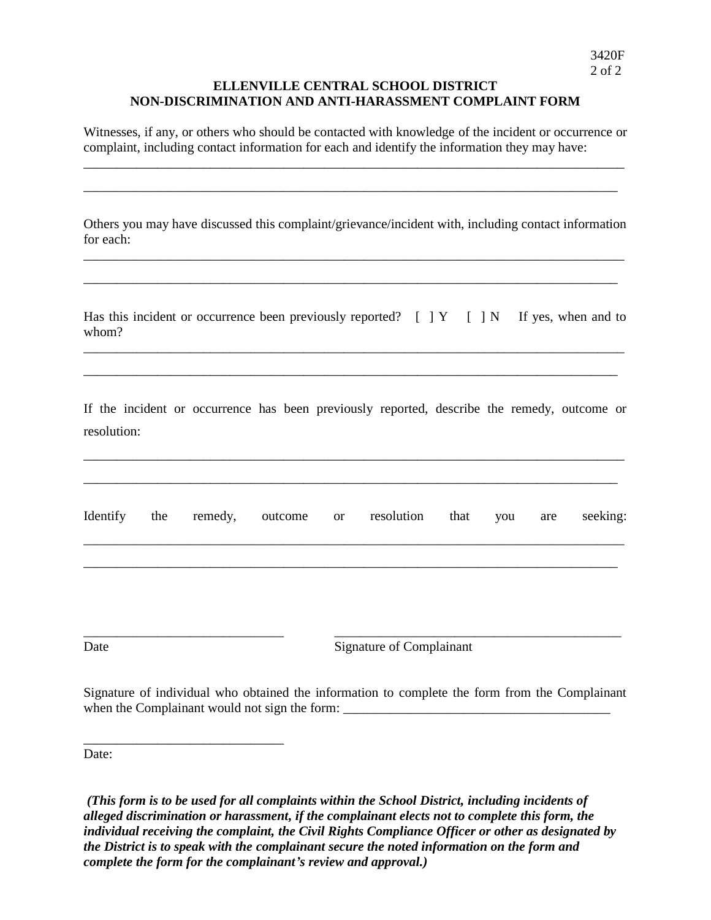**ELLENVILLE CENTRAL SCHOOL DISTRICT**
**NON-DISCRIMINATION AND ANTI-HARASSMENT COMPLAINT FORM**

Witnesses, if any, or others who should be contacted with knowledge of the incident or occurrence or complaint, including contact information for each and identify the information they may have:

______________________________________________________________________________

______________________________________________________________________________

Others you may have discussed this complaint/grievance/incident with, including contact information for each:

______________________________________________________________________________

______________________________________________________________________________

Has this incident or occurrence been previously reported? [ ] Y [ ] N If yes, when and to whom?

______________________________________________________________________________

______________________________________________________________________________

If the incident or occurrence has been previously reported, describe the remedy, outcome or resolution:

______________________________________________________________________________

______________________________________________________________________________

Identify the remedy, outcome or resolution that you are seeking:

______________________________________________________________________________

______________________________________________________________________________

______________________________ ____________________________________________
Date Signature of Complainant

Signature of individual who obtained the information to complete the form from the Complainant when the Complainant would not sign the form: ________________________________________

______________________________
Date:

***(This form is to be used for all complaints within the School District, including incidents of alleged discrimination or harassment, if the complainant elects not to complete this form, the individual receiving the complaint, the Civil Rights Compliance Officer or other as designated by the District is to speak with the complainant secure the noted information on the form and complete the form for the complainant's review and approval.)***